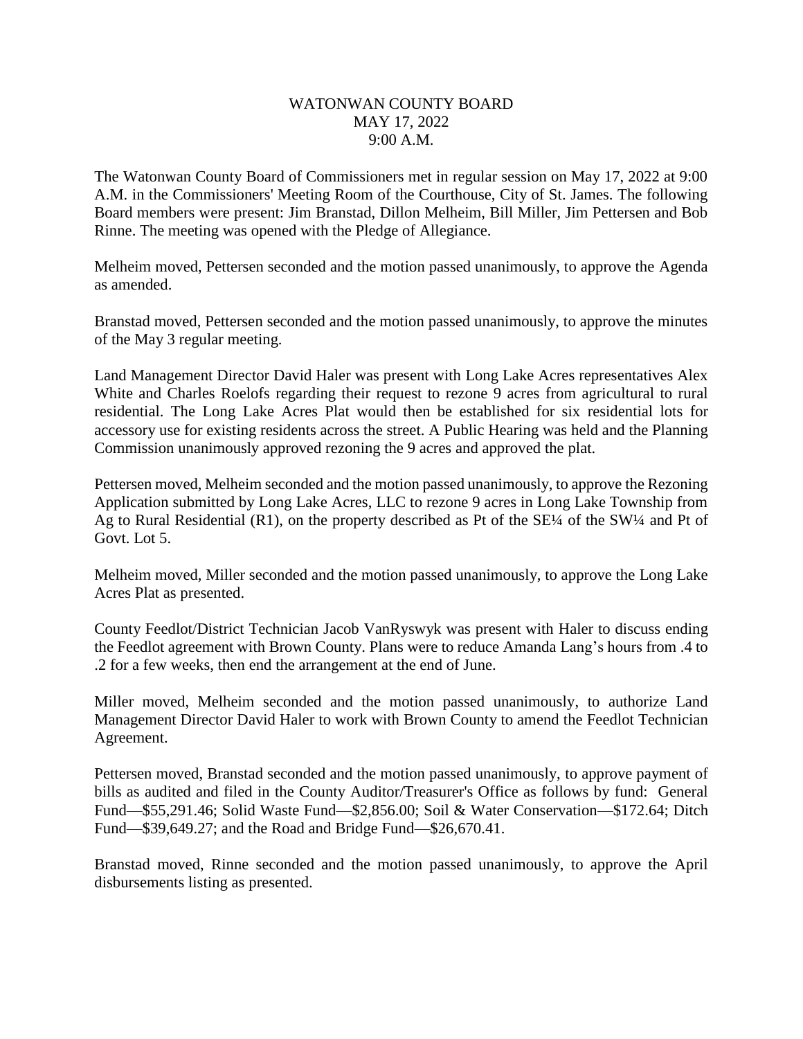# WATONWAN COUNTY BOARD
## MAY 17, 2022
## 9:00 A.M.

The Watonwan County Board of Commissioners met in regular session on May 17, 2022 at 9:00 A.M. in the Commissioners' Meeting Room of the Courthouse, City of St. James. The following Board members were present: Jim Branstad, Dillon Melheim, Bill Miller, Jim Pettersen and Bob Rinne. The meeting was opened with the Pledge of Allegiance.

Melheim moved, Pettersen seconded and the motion passed unanimously, to approve the Agenda as amended.

Branstad moved, Pettersen seconded and the motion passed unanimously, to approve the minutes of the May 3 regular meeting.

Land Management Director David Haler was present with Long Lake Acres representatives Alex White and Charles Roelofs regarding their request to rezone 9 acres from agricultural to rural residential. The Long Lake Acres Plat would then be established for six residential lots for accessory use for existing residents across the street. A Public Hearing was held and the Planning Commission unanimously approved rezoning the 9 acres and approved the plat.

Pettersen moved, Melheim seconded and the motion passed unanimously, to approve the Rezoning Application submitted by Long Lake Acres, LLC to rezone 9 acres in Long Lake Township from Ag to Rural Residential (R1), on the property described as Pt of the SE¼ of the SW¼ and Pt of Govt. Lot 5.

Melheim moved, Miller seconded and the motion passed unanimously, to approve the Long Lake Acres Plat as presented.

County Feedlot/District Technician Jacob VanRyswyk was present with Haler to discuss ending the Feedlot agreement with Brown County. Plans were to reduce Amanda Lang's hours from .4 to .2 for a few weeks, then end the arrangement at the end of June.

Miller moved, Melheim seconded and the motion passed unanimously, to authorize Land Management Director David Haler to work with Brown County to amend the Feedlot Technician Agreement.

Pettersen moved, Branstad seconded and the motion passed unanimously, to approve payment of bills as audited and filed in the County Auditor/Treasurer's Office as follows by fund: General Fund—$55,291.46; Solid Waste Fund—$2,856.00; Soil & Water Conservation—$172.64; Ditch Fund—$39,649.27; and the Road and Bridge Fund—$26,670.41.

Branstad moved, Rinne seconded and the motion passed unanimously, to approve the April disbursements listing as presented.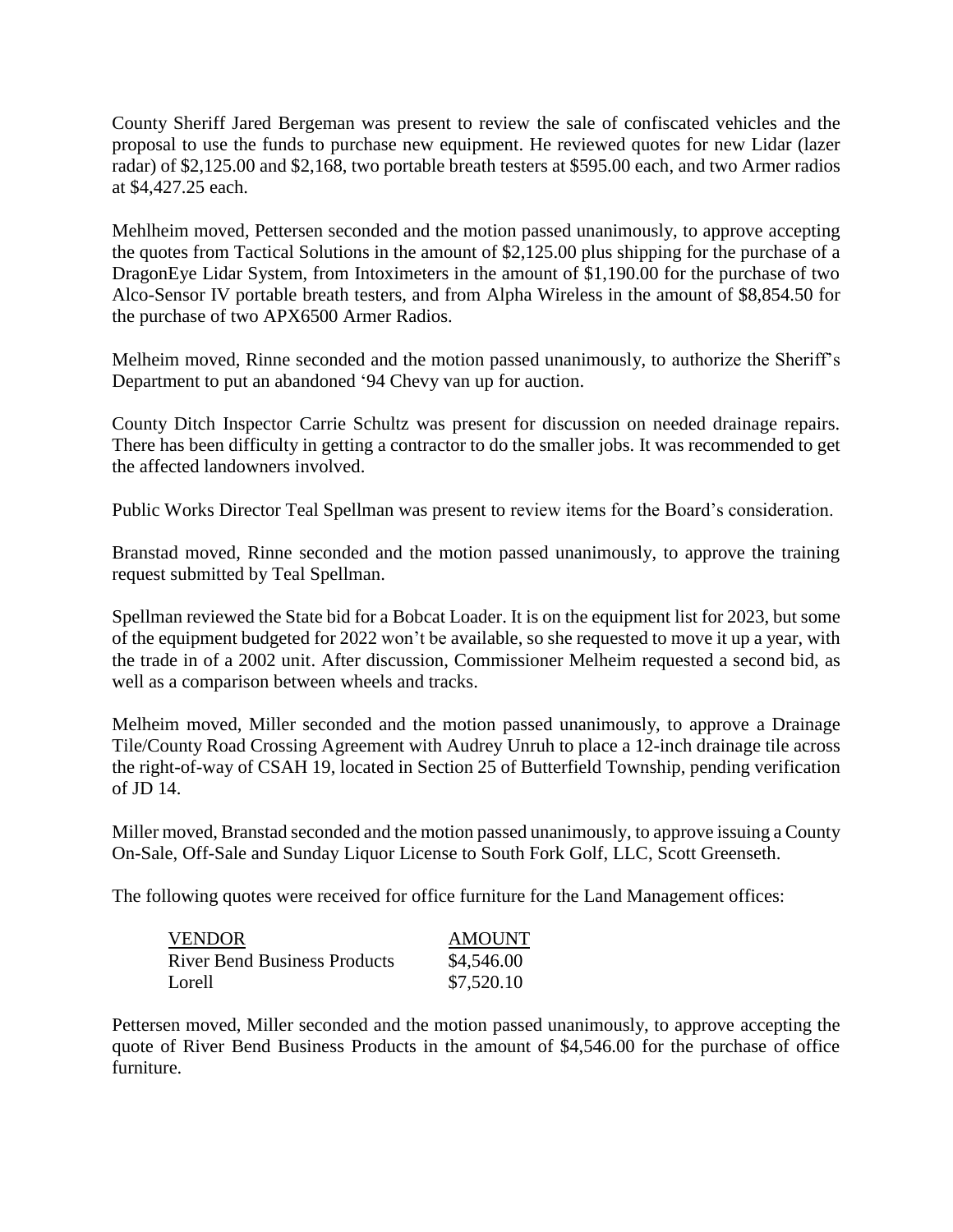County Sheriff Jared Bergeman was present to review the sale of confiscated vehicles and the proposal to use the funds to purchase new equipment. He reviewed quotes for new Lidar (lazer radar) of $2,125.00 and $2,168, two portable breath testers at $595.00 each, and two Armer radios at $4,427.25 each.

Mehlheim moved, Pettersen seconded and the motion passed unanimously, to approve accepting the quotes from Tactical Solutions in the amount of $2,125.00 plus shipping for the purchase of a DragonEye Lidar System, from Intoximeters in the amount of $1,190.00 for the purchase of two Alco-Sensor IV portable breath testers, and from Alpha Wireless in the amount of $8,854.50 for the purchase of two APX6500 Armer Radios.

Melheim moved, Rinne seconded and the motion passed unanimously, to authorize the Sheriff's Department to put an abandoned '94 Chevy van up for auction.

County Ditch Inspector Carrie Schultz was present for discussion on needed drainage repairs. There has been difficulty in getting a contractor to do the smaller jobs. It was recommended to get the affected landowners involved.

Public Works Director Teal Spellman was present to review items for the Board's consideration.

Branstad moved, Rinne seconded and the motion passed unanimously, to approve the training request submitted by Teal Spellman.

Spellman reviewed the State bid for a Bobcat Loader. It is on the equipment list for 2023, but some of the equipment budgeted for 2022 won't be available, so she requested to move it up a year, with the trade in of a 2002 unit. After discussion, Commissioner Melheim requested a second bid, as well as a comparison between wheels and tracks.

Melheim moved, Miller seconded and the motion passed unanimously, to approve a Drainage Tile/County Road Crossing Agreement with Audrey Unruh to place a 12-inch drainage tile across the right-of-way of CSAH 19, located in Section 25 of Butterfield Township, pending verification of JD 14.

Miller moved, Branstad seconded and the motion passed unanimously, to approve issuing a County On-Sale, Off-Sale and Sunday Liquor License to South Fork Golf, LLC, Scott Greenseth.

The following quotes were received for office furniture for the Land Management offices:

| VENDOR | AMOUNT |
|---|---|
| River Bend Business Products | $4,546.00 |
| Lorell | $7,520.10 |

Pettersen moved, Miller seconded and the motion passed unanimously, to approve accepting the quote of River Bend Business Products in the amount of $4,546.00 for the purchase of office furniture.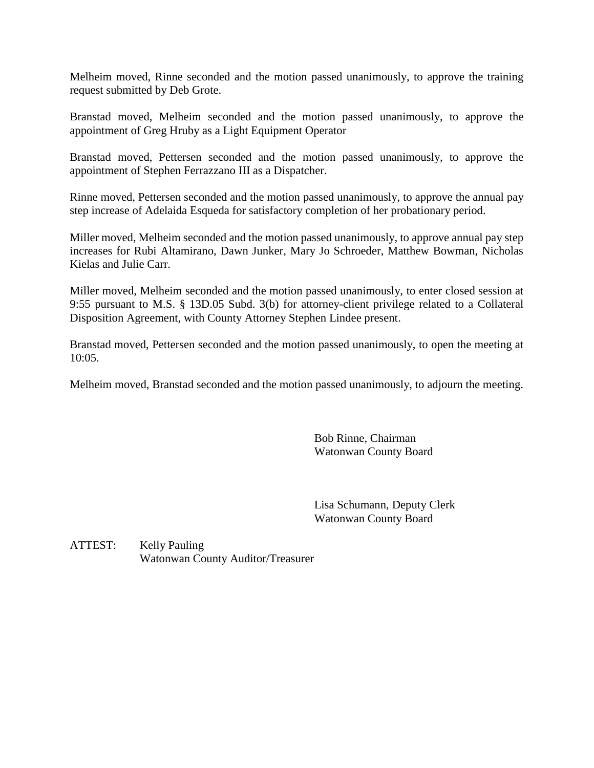Melheim moved, Rinne seconded and the motion passed unanimously, to approve the training request submitted by Deb Grote.

Branstad moved, Melheim seconded and the motion passed unanimously, to approve the appointment of Greg Hruby as a Light Equipment Operator

Branstad moved, Pettersen seconded and the motion passed unanimously, to approve the appointment of Stephen Ferrazzano III as a Dispatcher.

Rinne moved, Pettersen seconded and the motion passed unanimously, to approve the annual pay step increase of Adelaida Esqueda for satisfactory completion of her probationary period.

Miller moved, Melheim seconded and the motion passed unanimously, to approve annual pay step increases for Rubi Altamirano, Dawn Junker, Mary Jo Schroeder, Matthew Bowman, Nicholas Kielas and Julie Carr.

Miller moved, Melheim seconded and the motion passed unanimously, to enter closed session at 9:55 pursuant to M.S. § 13D.05 Subd. 3(b) for attorney-client privilege related to a Collateral Disposition Agreement, with County Attorney Stephen Lindee present.

Branstad moved, Pettersen seconded and the motion passed unanimously, to open the meeting at 10:05.

Melheim moved, Branstad seconded and the motion passed unanimously, to adjourn the meeting.

Bob Rinne, Chairman
Watonwan County Board

Lisa Schumann, Deputy Clerk
Watonwan County Board

ATTEST: Kelly Pauling
Watonwan County Auditor/Treasurer